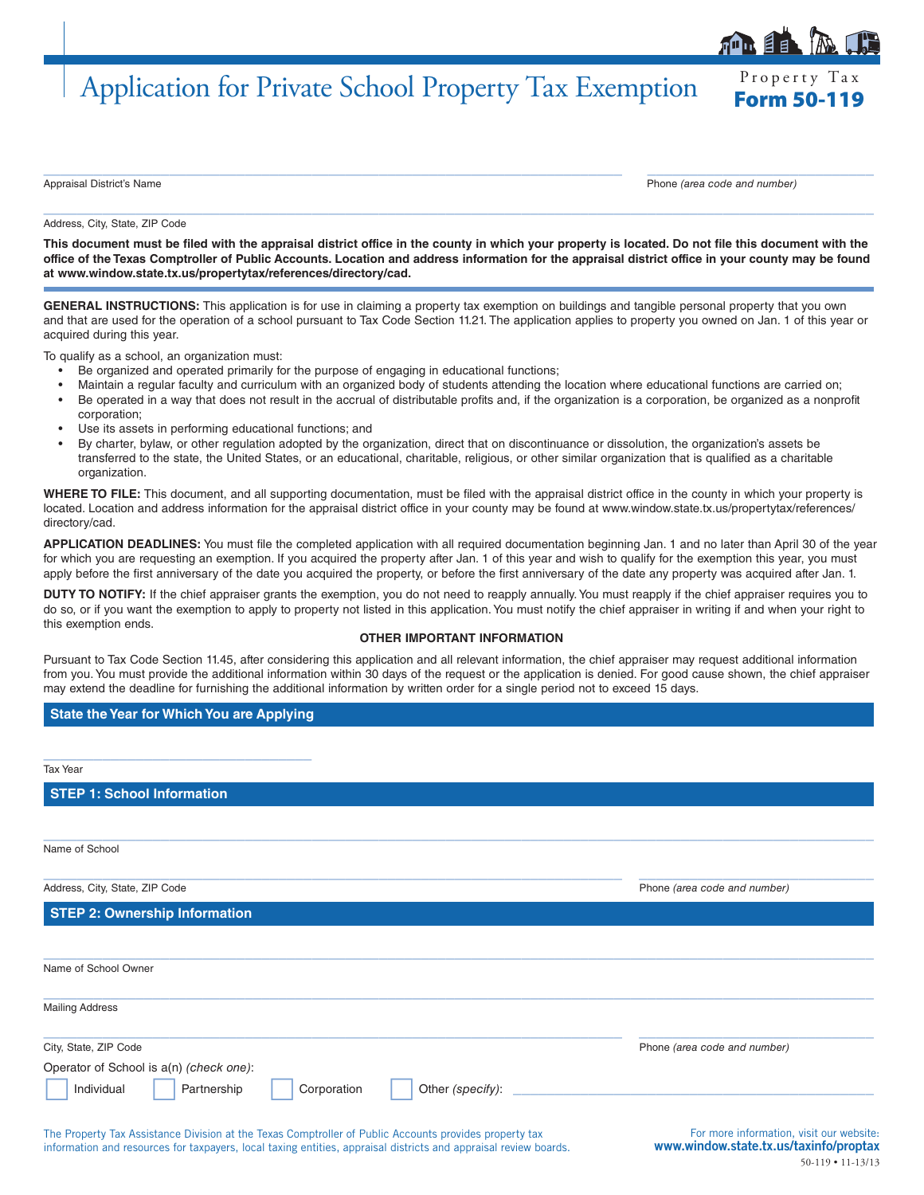# Application for Private School Property Tax Exemption

Property Tax
**Form 50-119**

Appraisal District's Name | Phone *(area code and number)*

Address, City, State, ZIP Code

**This document must be filed with the appraisal district office in the county in which your property is located. Do not file this document with the office of the Texas Comptroller of Public Accounts. Location and address information for the appraisal district office in your county may be found at www.window.state.tx.us/propertytax/references/directory/cad.**

**GENERAL INSTRUCTIONS:** This application is for use in claiming a property tax exemption on buildings and tangible personal property that you own and that are used for the operation of a school pursuant to Tax Code Section 11.21. The application applies to property you owned on Jan. 1 of this year or acquired during this year.

To qualify as a school, an organization must:

- Be organized and operated primarily for the purpose of engaging in educational functions;
- Maintain a regular faculty and curriculum with an organized body of students attending the location where educational functions are carried on;
- Be operated in a way that does not result in the accrual of distributable profits and, if the organization is a corporation, be organized as a nonprofit corporation;
- Use its assets in performing educational functions; and
- By charter, bylaw, or other regulation adopted by the organization, direct that on discontinuance or dissolution, the organization's assets be transferred to the state, the United States, or an educational, charitable, religious, or other similar organization that is qualified as a charitable organization.

**WHERE TO FILE:** This document, and all supporting documentation, must be filed with the appraisal district office in the county in which your property is located. Location and address information for the appraisal district office in your county may be found at www.window.state.tx.us/propertytax/references/directory/cad.

**APPLICATION DEADLINES:** You must file the completed application with all required documentation beginning Jan. 1 and no later than April 30 of the year for which you are requesting an exemption. If you acquired the property after Jan. 1 of this year and wish to qualify for the exemption this year, you must apply before the first anniversary of the date you acquired the property, or before the first anniversary of the date any property was acquired after Jan. 1.

**DUTY TO NOTIFY:** If the chief appraiser grants the exemption, you do not need to reapply annually. You must reapply if the chief appraiser requires you to do so, or if you want the exemption to apply to property not listed in this application. You must notify the chief appraiser in writing if and when your right to this exemption ends.

**OTHER IMPORTANT INFORMATION**

Pursuant to Tax Code Section 11.45, after considering this application and all relevant information, the chief appraiser may request additional information from you. You must provide the additional information within 30 days of the request or the application is denied. For good cause shown, the chief appraiser may extend the deadline for furnishing the additional information by written order for a single period not to exceed 15 days.

## State the Year for Which You are Applying

Tax Year

## STEP 1: School Information

Name of School

Address, City, State, ZIP Code | Phone *(area code and number)*

## STEP 2: Ownership Information

Name of School Owner

Mailing Address

City, State, ZIP Code | Phone *(area code and number)*

Operator of School is a(n) *(check one)*:

☐ Individual ☐ Partnership ☐ Corporation ☐ Other *(specify)*: ______________

The Property Tax Assistance Division at the Texas Comptroller of Public Accounts provides property tax information and resources for taxpayers, local taxing entities, appraisal districts and appraisal review boards.

For more information, visit our website: **www.window.state.tx.us/taxinfo/proptax**

50-119 • 11-13/13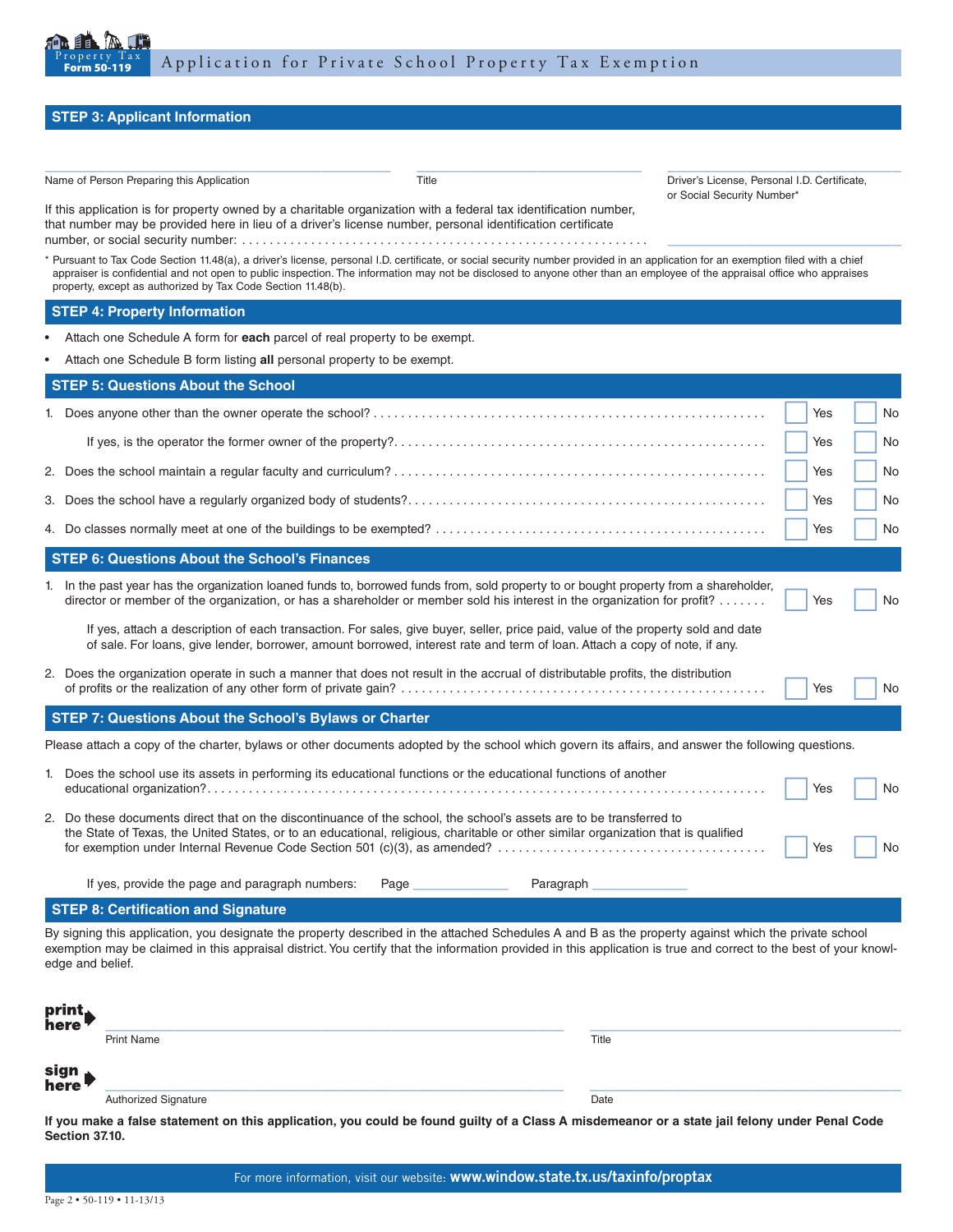# Application for Private School Property Tax Exemption

## STEP 3: Applicant Information

_______________________ Name of Person Preparing this Application

_______________________ Title

_______________________ Driver's License, Personal I.D. Certificate, or Social Security Number*

If this application is for property owned by a charitable organization with a federal tax identification number, that number may be provided here in lieu of a driver's license number, personal identification certificate number, or social security number: . . . . . . . . . . . . . . . . . . . . . . . . . . . . . . . . . . . . . . . . . . . . . . . . . . . . . . . . . _______________________

\* Pursuant to Tax Code Section 11.48(a), a driver's license, personal I.D. certificate, or social security number provided in an application for an exemption filed with a chief appraiser is confidential and not open to public inspection. The information may not be disclosed to anyone other than an employee of the appraisal office who appraises property, except as authorized by Tax Code Section 11.48(b).

## STEP 4: Property Information

- Attach one Schedule A form for **each** parcel of real property to be exempt.
- Attach one Schedule B form listing **all** personal property to be exempt.

## STEP 5: Questions About the School

1. Does anyone other than the owner operate the school? . . . . . . . . . . . . . . . . . . . . ☐ Yes ☐ No

   If yes, is the operator the former owner of the property? . . . . . . . . . . . . . . . . . . . . ☐ Yes ☐ No

2. Does the school maintain a regular faculty and curriculum? . . . . . . . . . . . . . . . . . . . . ☐ Yes ☐ No
3. Does the school have a regularly organized body of students? . . . . . . . . . . . . . . . . . . . . ☐ Yes ☐ No
4. Do classes normally meet at one of the buildings to be exempted? . . . . . . . . . . . . . . . . . . . . ☐ Yes ☐ No

## STEP 6: Questions About the School's Finances

1. In the past year has the organization loaned funds to, borrowed funds from, sold property to or bought property from a shareholder, director or member of the organization, or has a shareholder or member sold his interest in the organization for profit? . . . . . . . ☐ Yes ☐ No

   If yes, attach a description of each transaction. For sales, give buyer, seller, price paid, value of the property sold and date of sale. For loans, give lender, borrower, amount borrowed, interest rate and term of loan. Attach a copy of note, if any.

2. Does the organization operate in such a manner that does not result in the accrual of distributable profits, the distribution of profits or the realization of any other form of private gain? . . . . . . . . . . . . . . . . . . . . ☐ Yes ☐ No

## STEP 7: Questions About the School's Bylaws or Charter

Please attach a copy of the charter, bylaws or other documents adopted by the school which govern its affairs, and answer the following questions.

1. Does the school use its assets in performing its educational functions or the educational functions of another educational organization? . . . . . . . . . . . . . . . . . . . . ☐ Yes ☐ No
2. Do these documents direct that on the discontinuance of the school, the school's assets are to be transferred to the State of Texas, the United States, or to an educational, religious, charitable or other similar organization that is qualified for exemption under Internal Revenue Code Section 501 (c)(3), as amended? . . . . . . . . . . . . . . . . . . . . ☐ Yes ☐ No

   If yes, provide the page and paragraph numbers: Page _____________ Paragraph _____________

## STEP 8: Certification and Signature

By signing this application, you designate the property described in the attached Schedules A and B as the property against which the private school exemption may be claimed in this appraisal district. You certify that the information provided in this application is true and correct to the best of your knowledge and belief.

**print here** _______________________ Print Name _______________________ Title

**sign here** _______________________ Authorized Signature _______________________ Date

**If you make a false statement on this application, you could be found guilty of a Class A misdemeanor or a state jail felony under Penal Code Section 37.10.**

For more information, visit our website: **www.window.state.tx.us/taxinfo/proptax**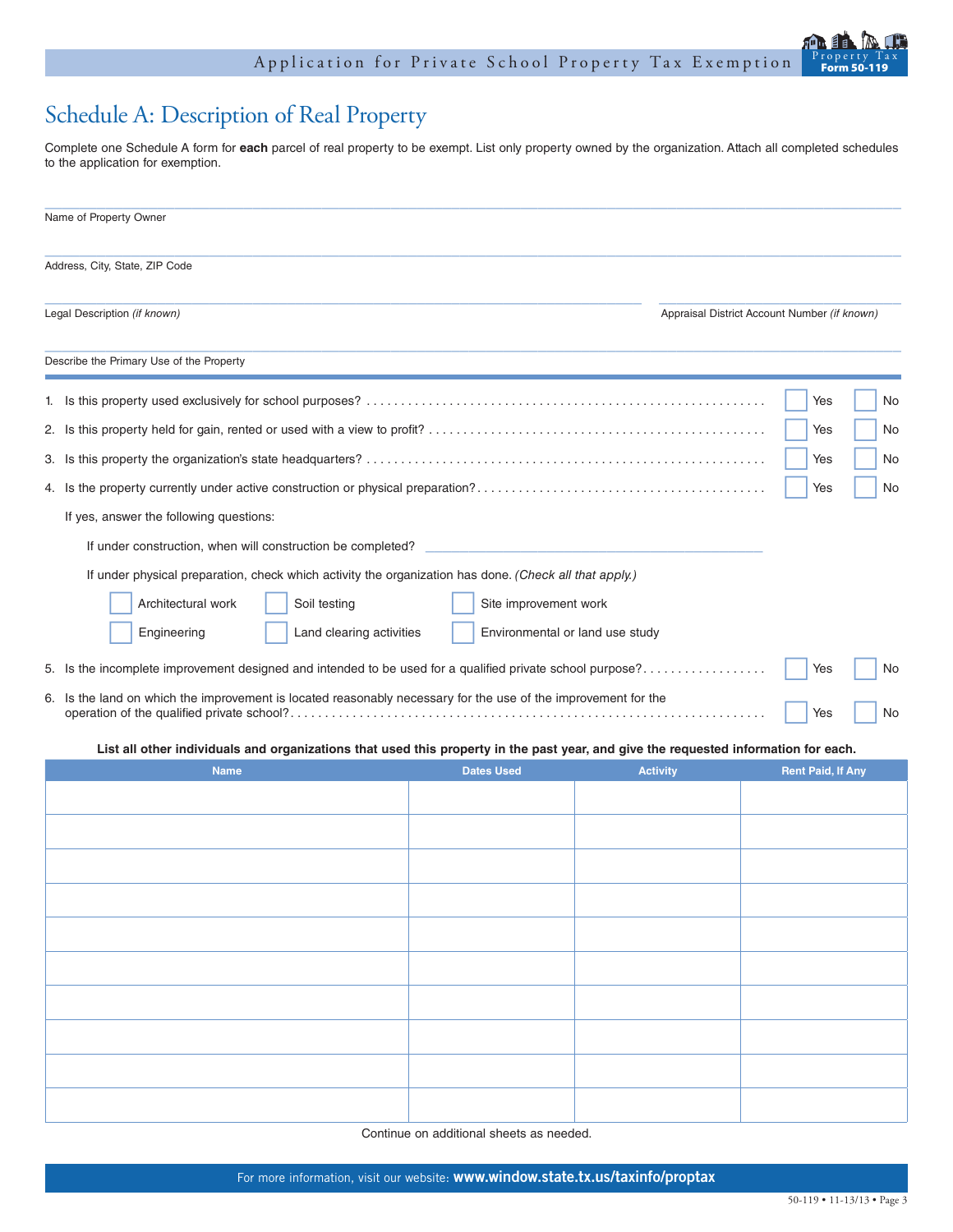# Schedule A: Description of Real Property

Complete one Schedule A form for **each** parcel of real property to be exempt. List only property owned by the organization. Attach all completed schedules to the application for exemption.

Name of Property Owner

Address, City, State, ZIP Code

Legal Description *(if known)*

Appraisal District Account Number *(if known)*

Describe the Primary Use of the Property

1. Is this property used exclusively for school purposes? ☐ Yes ☐ No
2. Is this property held for gain, rented or used with a view to profit? ☐ Yes ☐ No
3. Is this property the organization's state headquarters? ☐ Yes ☐ No
4. Is the property currently under active construction or physical preparation? ☐ Yes ☐ No

   If yes, answer the following questions:

   If under construction, when will construction be completed? ______________________

   If under physical preparation, check which activity the organization has done. *(Check all that apply.)*

   ☐ Architectural work ☐ Soil testing ☐ Site improvement work
   ☐ Engineering ☐ Land clearing activities ☐ Environmental or land use study

5. Is the incomplete improvement designed and intended to be used for a qualified private school purpose? ☐ Yes ☐ No
6. Is the land on which the improvement is located reasonably necessary for the use of the improvement for the operation of the qualified private school? ☐ Yes ☐ No

**List all other individuals and organizations that used this property in the past year, and give the requested information for each.**

| Name | Dates Used | Activity | Rent Paid, If Any |
|---|---|---|---|
| | | | |
| | | | |
| | | | |
| | | | |
| | | | |
| | | | |
| | | | |
| | | | |
| | | | |
| | | | |

Continue on additional sheets as needed.

For more information, visit our website: **www.window.state.tx.us/taxinfo/proptax**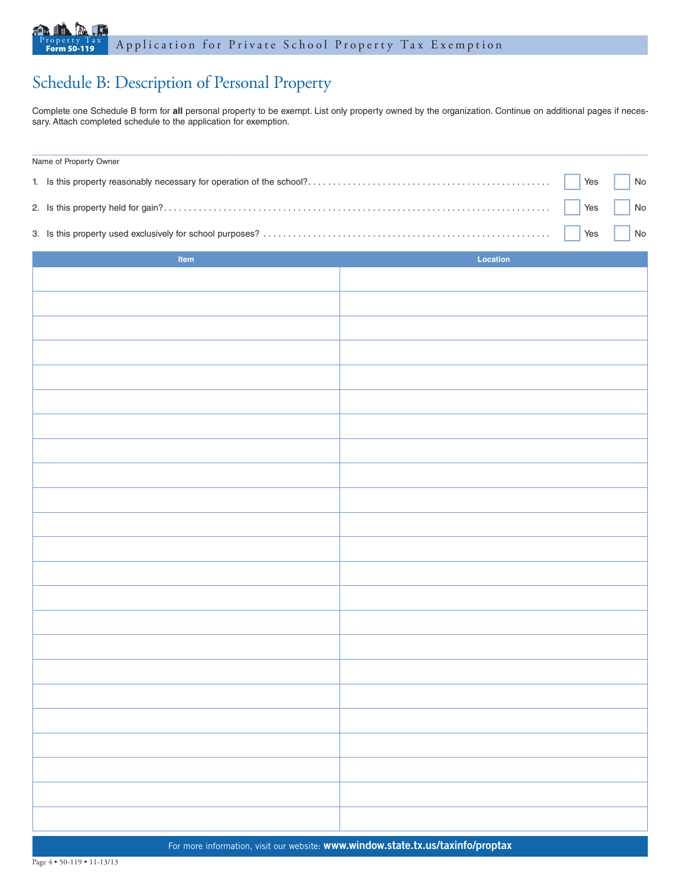Property Tax Form 50-119 Application for Private School Property Tax Exemption

## Schedule B: Description of Personal Property

Complete one Schedule B form for **all** personal property to be exempt. List only property owned by the organization. Continue on additional pages if necessary. Attach completed schedule to the application for exemption.

Name of Property Owner

1. Is this property reasonably necessary for operation of the school? ☐ Yes ☐ No
2. Is this property held for gain? ☐ Yes ☐ No
3. Is this property used exclusively for school purposes? ☐ Yes ☐ No

| Item | Location |
|---|---|
| | |
| | |
| | |
| | |
| | |
| | |
| | |
| | |
| | |
| | |
| | |
| | |
| | |
| | |
| | |
| | |
| | |
| | |
| | |
| | |
| | |
| | |
| | |

For more information, visit our website: **www.window.state.tx.us/taxinfo/proptax**